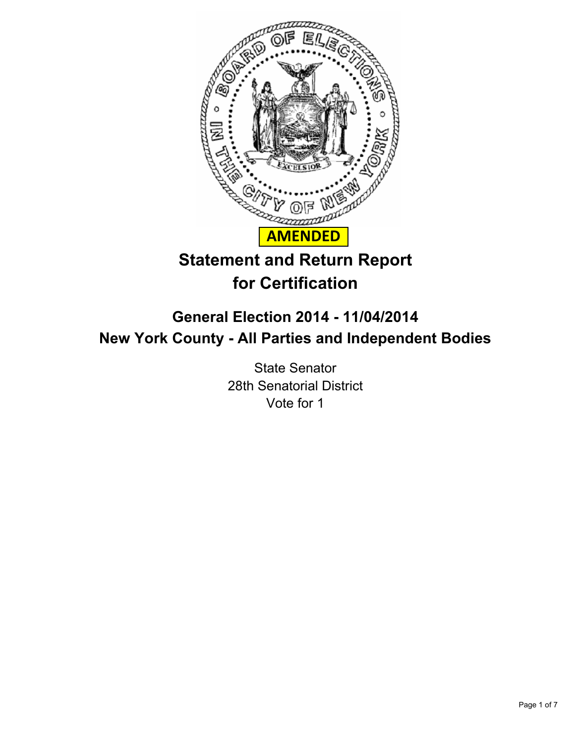**AMENDED**

# Statement and Return Report for Certification

## General Election 2014 - 11/04/2014
## New York County - All Parties and Independent Bodies

State Senator
28th Senatorial District
Vote for 1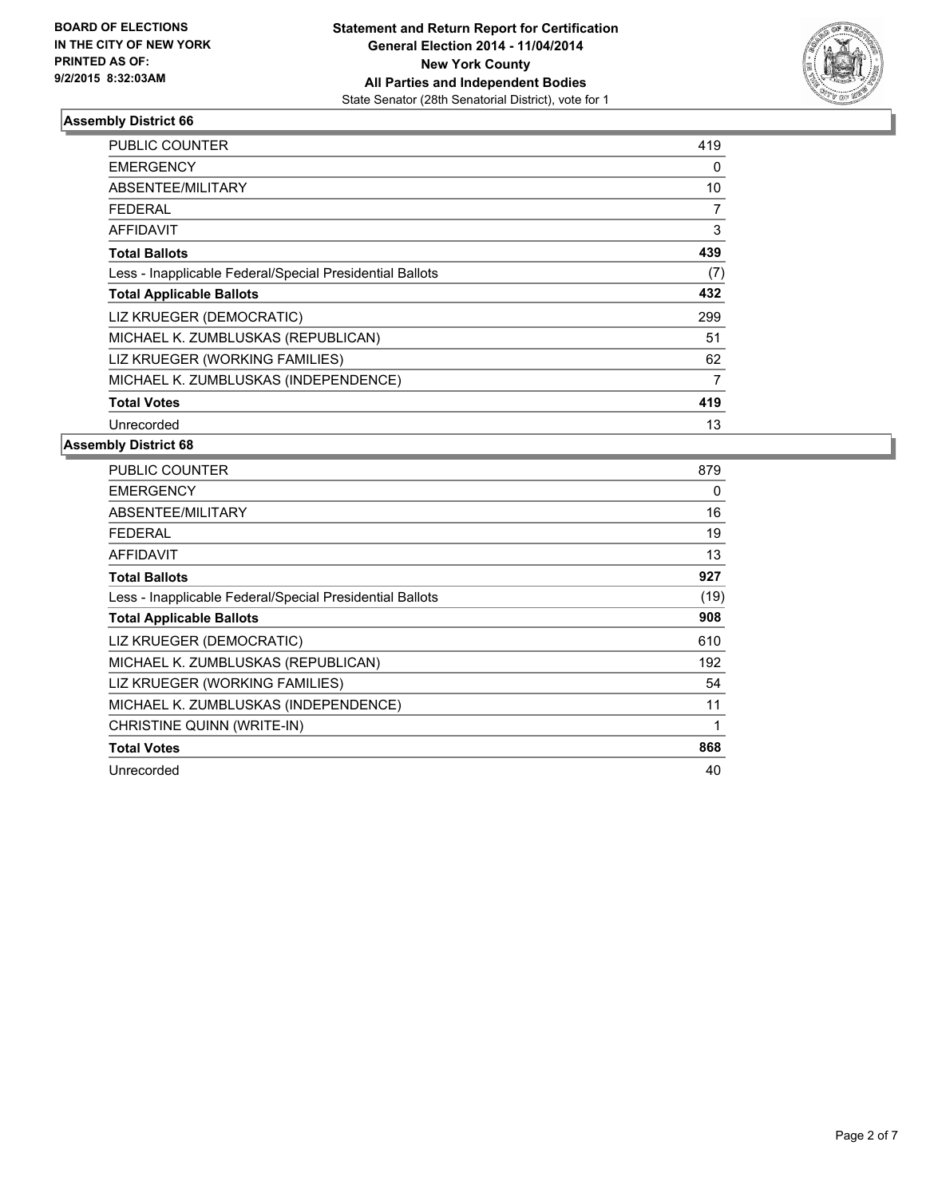**BOARD OF ELECTIONS IN THE CITY OF NEW YORK**
**PRINTED AS OF: 9/2/2015 8:32:03AM**

**Statement and Return Report for Certification**
**General Election 2014 - 11/04/2014**
**New York County**
**All Parties and Independent Bodies**
State Senator (28th Senatorial District), vote for 1

## Assembly District 66

| | |
|---|---|
| PUBLIC COUNTER | 419 |
| EMERGENCY | 0 |
| ABSENTEE/MILITARY | 10 |
| FEDERAL | 7 |
| AFFIDAVIT | 3 |
| **Total Ballots** | **439** |
| Less - Inapplicable Federal/Special Presidential Ballots | (7) |
| **Total Applicable Ballots** | **432** |
| LIZ KRUEGER (DEMOCRATIC) | 299 |
| MICHAEL K. ZUMBLUSKAS (REPUBLICAN) | 51 |
| LIZ KRUEGER (WORKING FAMILIES) | 62 |
| MICHAEL K. ZUMBLUSKAS (INDEPENDENCE) | 7 |
| **Total Votes** | **419** |
| Unrecorded | 13 |

## Assembly District 68

| | |
|---|---|
| PUBLIC COUNTER | 879 |
| EMERGENCY | 0 |
| ABSENTEE/MILITARY | 16 |
| FEDERAL | 19 |
| AFFIDAVIT | 13 |
| **Total Ballots** | **927** |
| Less - Inapplicable Federal/Special Presidential Ballots | (19) |
| **Total Applicable Ballots** | **908** |
| LIZ KRUEGER (DEMOCRATIC) | 610 |
| MICHAEL K. ZUMBLUSKAS (REPUBLICAN) | 192 |
| LIZ KRUEGER (WORKING FAMILIES) | 54 |
| MICHAEL K. ZUMBLUSKAS (INDEPENDENCE) | 11 |
| CHRISTINE QUINN (WRITE-IN) | 1 |
| **Total Votes** | **868** |
| Unrecorded | 40 |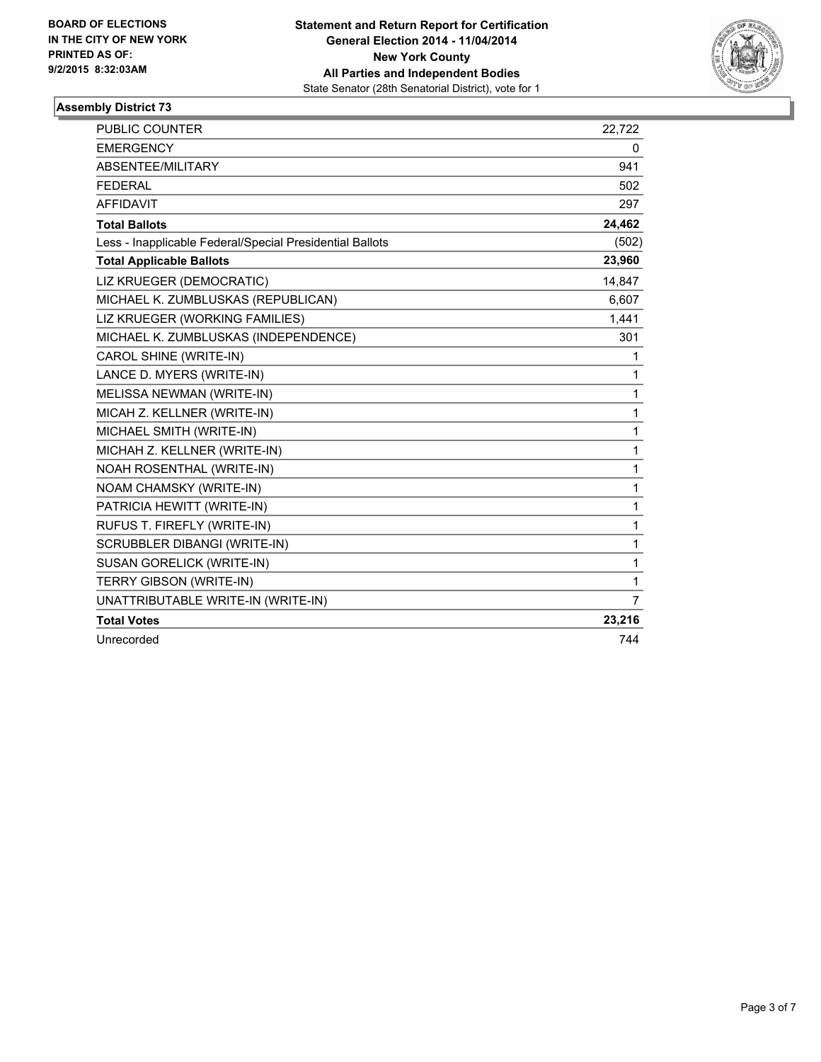**BOARD OF ELECTIONS IN THE CITY OF NEW YORK PRINTED AS OF: 9/2/2015 8:32:03AM**

**Statement and Return Report for Certification**
**General Election 2014 - 11/04/2014**
**New York County**
**All Parties and Independent Bodies**
State Senator (28th Senatorial District), vote for 1

## Assembly District 73

| | |
|---|---|
| PUBLIC COUNTER | 22,722 |
| EMERGENCY | 0 |
| ABSENTEE/MILITARY | 941 |
| FEDERAL | 502 |
| AFFIDAVIT | 297 |
| **Total Ballots** | **24,462** |
| Less - Inapplicable Federal/Special Presidential Ballots | (502) |
| **Total Applicable Ballots** | **23,960** |
| LIZ KRUEGER (DEMOCRATIC) | 14,847 |
| MICHAEL K. ZUMBLUSKAS (REPUBLICAN) | 6,607 |
| LIZ KRUEGER (WORKING FAMILIES) | 1,441 |
| MICHAEL K. ZUMBLUSKAS (INDEPENDENCE) | 301 |
| CAROL SHINE (WRITE-IN) | 1 |
| LANCE D. MYERS (WRITE-IN) | 1 |
| MELISSA NEWMAN (WRITE-IN) | 1 |
| MICAH Z. KELLNER (WRITE-IN) | 1 |
| MICHAEL SMITH (WRITE-IN) | 1 |
| MICHAH Z. KELLNER (WRITE-IN) | 1 |
| NOAH ROSENTHAL (WRITE-IN) | 1 |
| NOAM CHAMSKY (WRITE-IN) | 1 |
| PATRICIA HEWITT (WRITE-IN) | 1 |
| RUFUS T. FIREFLY (WRITE-IN) | 1 |
| SCRUBBLER DIBANGI (WRITE-IN) | 1 |
| SUSAN GORELICK (WRITE-IN) | 1 |
| TERRY GIBSON (WRITE-IN) | 1 |
| UNATTRIBUTABLE WRITE-IN (WRITE-IN) | 7 |
| **Total Votes** | **23,216** |
| Unrecorded | 744 |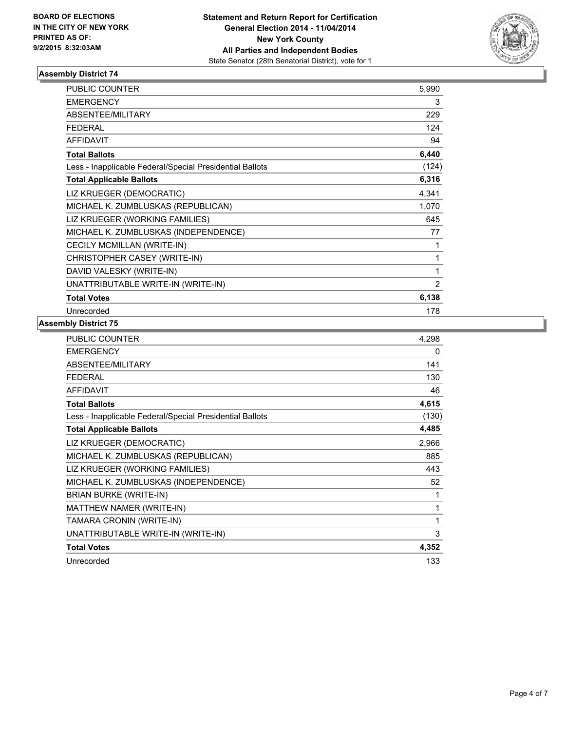**BOARD OF ELECTIONS IN THE CITY OF NEW YORK**
**PRINTED AS OF: 9/2/2015 8:32:03AM**

**Statement and Return Report for Certification**
**General Election 2014 - 11/04/2014**
**New York County**
**All Parties and Independent Bodies**
State Senator (28th Senatorial District), vote for 1

### Assembly District 74

| | |
|---|---|
| PUBLIC COUNTER | 5,990 |
| EMERGENCY | 3 |
| ABSENTEE/MILITARY | 229 |
| FEDERAL | 124 |
| AFFIDAVIT | 94 |
| **Total Ballots** | **6,440** |
| Less - Inapplicable Federal/Special Presidential Ballots | (124) |
| **Total Applicable Ballots** | **6,316** |
| LIZ KRUEGER (DEMOCRATIC) | 4,341 |
| MICHAEL K. ZUMBLUSKAS (REPUBLICAN) | 1,070 |
| LIZ KRUEGER (WORKING FAMILIES) | 645 |
| MICHAEL K. ZUMBLUSKAS (INDEPENDENCE) | 77 |
| CECILY MCMILLAN (WRITE-IN) | 1 |
| CHRISTOPHER CASEY (WRITE-IN) | 1 |
| DAVID VALESKY (WRITE-IN) | 1 |
| UNATTRIBUTABLE WRITE-IN (WRITE-IN) | 2 |
| **Total Votes** | **6,138** |
| Unrecorded | 178 |

### Assembly District 75

| | |
|---|---|
| PUBLIC COUNTER | 4,298 |
| EMERGENCY | 0 |
| ABSENTEE/MILITARY | 141 |
| FEDERAL | 130 |
| AFFIDAVIT | 46 |
| **Total Ballots** | **4,615** |
| Less - Inapplicable Federal/Special Presidential Ballots | (130) |
| **Total Applicable Ballots** | **4,485** |
| LIZ KRUEGER (DEMOCRATIC) | 2,966 |
| MICHAEL K. ZUMBLUSKAS (REPUBLICAN) | 885 |
| LIZ KRUEGER (WORKING FAMILIES) | 443 |
| MICHAEL K. ZUMBLUSKAS (INDEPENDENCE) | 52 |
| BRIAN BURKE (WRITE-IN) | 1 |
| MATTHEW NAMER (WRITE-IN) | 1 |
| TAMARA CRONIN (WRITE-IN) | 1 |
| UNATTRIBUTABLE WRITE-IN (WRITE-IN) | 3 |
| **Total Votes** | **4,352** |
| Unrecorded | 133 |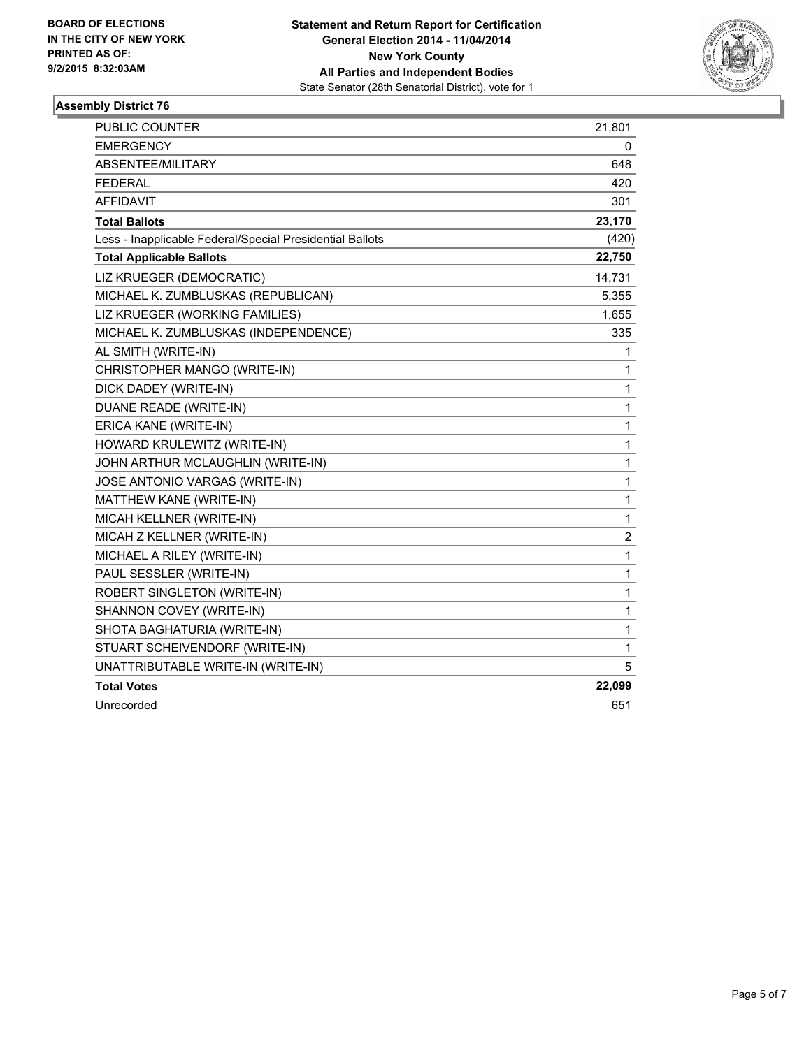BOARD OF ELECTIONS
IN THE CITY OF NEW YORK
PRINTED AS OF:
9/2/2015 8:32:03AM

**Statement and Return Report for Certification**
**General Election 2014 - 11/04/2014**
**New York County**
**All Parties and Independent Bodies**
State Senator (28th Senatorial District), vote for 1

## Assembly District 76

| | |
|---|---|
| PUBLIC COUNTER | 21,801 |
| EMERGENCY | 0 |
| ABSENTEE/MILITARY | 648 |
| FEDERAL | 420 |
| AFFIDAVIT | 301 |
| **Total Ballots** | **23,170** |
| Less - Inapplicable Federal/Special Presidential Ballots | (420) |
| **Total Applicable Ballots** | **22,750** |
| LIZ KRUEGER (DEMOCRATIC) | 14,731 |
| MICHAEL K. ZUMBLUSKAS (REPUBLICAN) | 5,355 |
| LIZ KRUEGER (WORKING FAMILIES) | 1,655 |
| MICHAEL K. ZUMBLUSKAS (INDEPENDENCE) | 335 |
| AL SMITH (WRITE-IN) | 1 |
| CHRISTOPHER MANGO (WRITE-IN) | 1 |
| DICK DADEY (WRITE-IN) | 1 |
| DUANE READE (WRITE-IN) | 1 |
| ERICA KANE (WRITE-IN) | 1 |
| HOWARD KRULEWITZ (WRITE-IN) | 1 |
| JOHN ARTHUR MCLAUGHLIN (WRITE-IN) | 1 |
| JOSE ANTONIO VARGAS (WRITE-IN) | 1 |
| MATTHEW KANE (WRITE-IN) | 1 |
| MICAH KELLNER (WRITE-IN) | 1 |
| MICAH Z KELLNER (WRITE-IN) | 2 |
| MICHAEL A RILEY (WRITE-IN) | 1 |
| PAUL SESSLER (WRITE-IN) | 1 |
| ROBERT SINGLETON (WRITE-IN) | 1 |
| SHANNON COVEY (WRITE-IN) | 1 |
| SHOTA BAGHATURIA (WRITE-IN) | 1 |
| STUART SCHEIVENDORF (WRITE-IN) | 1 |
| UNATTRIBUTABLE WRITE-IN (WRITE-IN) | 5 |
| **Total Votes** | **22,099** |
| Unrecorded | 651 |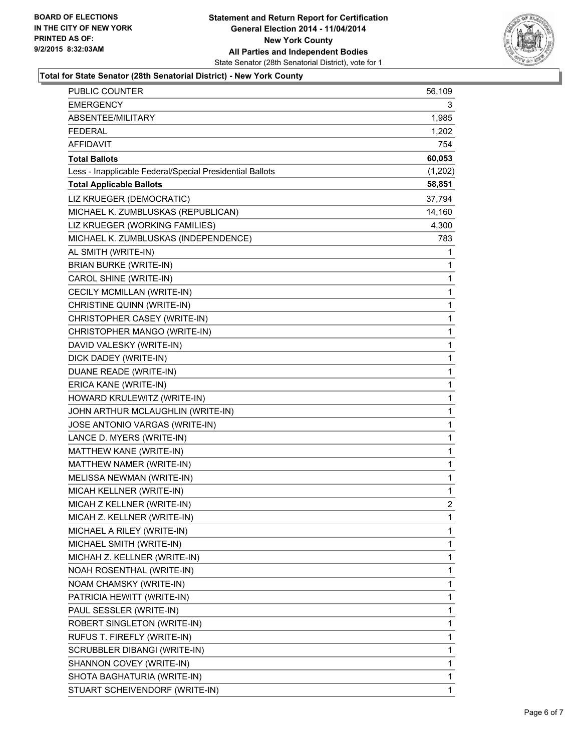BOARD OF ELECTIONS
IN THE CITY OF NEW YORK
PRINTED AS OF:
9/2/2015 8:32:03AM

**Statement and Return Report for Certification**
**General Election 2014 - 11/04/2014**
**New York County**
**All Parties and Independent Bodies**
State Senator (28th Senatorial District), vote for 1

## Total for State Senator (28th Senatorial District) - New York County

| | |
|---|---|
| PUBLIC COUNTER | 56,109 |
| EMERGENCY | 3 |
| ABSENTEE/MILITARY | 1,985 |
| FEDERAL | 1,202 |
| AFFIDAVIT | 754 |
| **Total Ballots** | **60,053** |
| Less - Inapplicable Federal/Special Presidential Ballots | (1,202) |
| **Total Applicable Ballots** | **58,851** |
| LIZ KRUEGER (DEMOCRATIC) | 37,794 |
| MICHAEL K. ZUMBLUSKAS (REPUBLICAN) | 14,160 |
| LIZ KRUEGER (WORKING FAMILIES) | 4,300 |
| MICHAEL K. ZUMBLUSKAS (INDEPENDENCE) | 783 |
| AL SMITH (WRITE-IN) | 1 |
| BRIAN BURKE (WRITE-IN) | 1 |
| CAROL SHINE (WRITE-IN) | 1 |
| CECILY MCMILLAN (WRITE-IN) | 1 |
| CHRISTINE QUINN (WRITE-IN) | 1 |
| CHRISTOPHER CASEY (WRITE-IN) | 1 |
| CHRISTOPHER MANGO (WRITE-IN) | 1 |
| DAVID VALESKY (WRITE-IN) | 1 |
| DICK DADEY (WRITE-IN) | 1 |
| DUANE READE (WRITE-IN) | 1 |
| ERICA KANE (WRITE-IN) | 1 |
| HOWARD KRULEWITZ (WRITE-IN) | 1 |
| JOHN ARTHUR MCLAUGHLIN (WRITE-IN) | 1 |
| JOSE ANTONIO VARGAS (WRITE-IN) | 1 |
| LANCE D. MYERS (WRITE-IN) | 1 |
| MATTHEW KANE (WRITE-IN) | 1 |
| MATTHEW NAMER (WRITE-IN) | 1 |
| MELISSA NEWMAN (WRITE-IN) | 1 |
| MICAH KELLNER (WRITE-IN) | 1 |
| MICAH Z KELLNER (WRITE-IN) | 2 |
| MICAH Z. KELLNER (WRITE-IN) | 1 |
| MICHAEL A RILEY (WRITE-IN) | 1 |
| MICHAEL SMITH (WRITE-IN) | 1 |
| MICHAH Z. KELLNER (WRITE-IN) | 1 |
| NOAH ROSENTHAL (WRITE-IN) | 1 |
| NOAM CHAMSKY (WRITE-IN) | 1 |
| PATRICIA HEWITT (WRITE-IN) | 1 |
| PAUL SESSLER (WRITE-IN) | 1 |
| ROBERT SINGLETON (WRITE-IN) | 1 |
| RUFUS T. FIREFLY (WRITE-IN) | 1 |
| SCRUBBLER DIBANGI (WRITE-IN) | 1 |
| SHANNON COVEY (WRITE-IN) | 1 |
| SHOTA BAGHATURIA (WRITE-IN) | 1 |
| STUART SCHEIVENDORF (WRITE-IN) | 1 |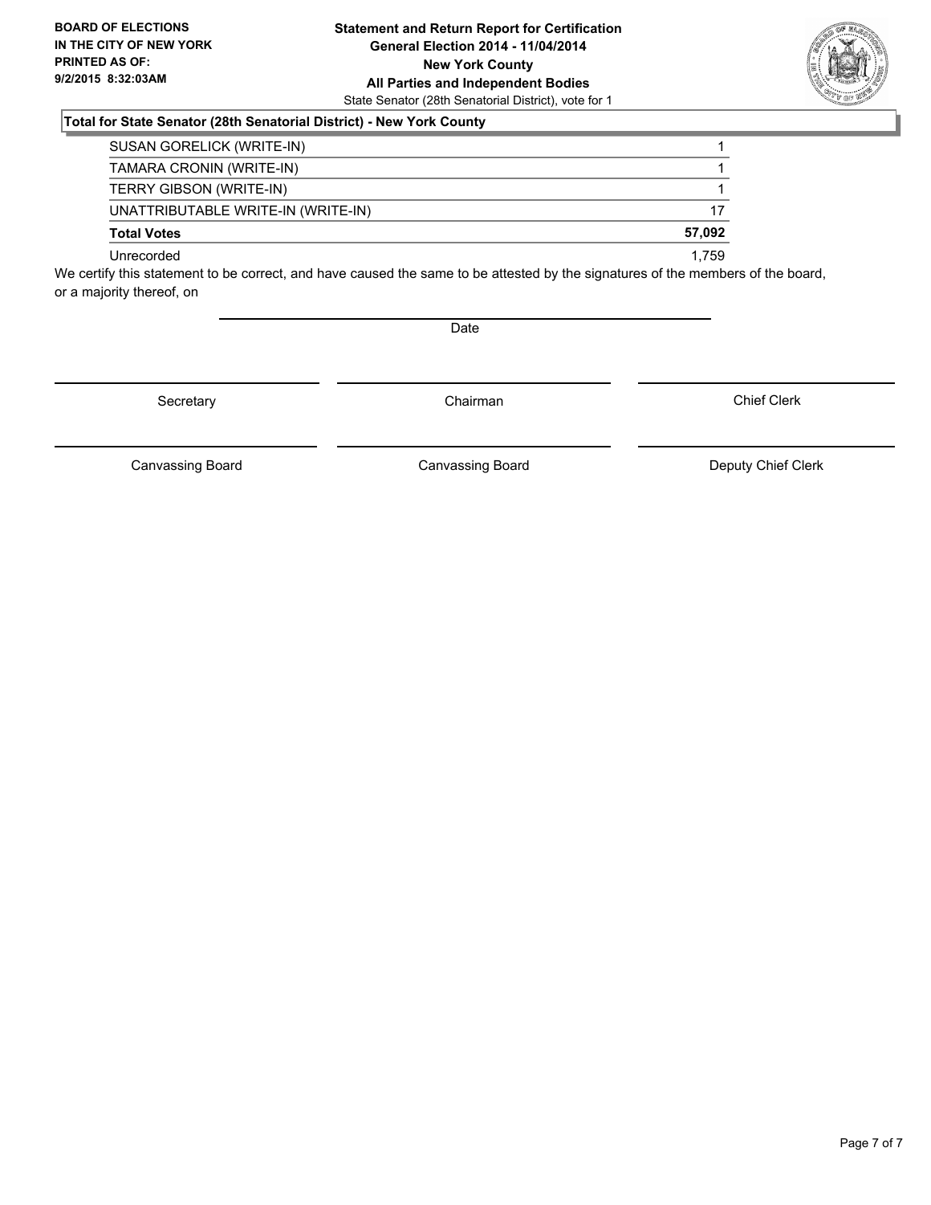**BOARD OF ELECTIONS IN THE CITY OF NEW YORK PRINTED AS OF: 9/2/2015 8:32:03AM**

**Statement and Return Report for Certification**
**General Election 2014 - 11/04/2014**
**New York County**
**All Parties and Independent Bodies**
State Senator (28th Senatorial District), vote for 1

**Total for State Senator (28th Senatorial District) - New York County**

| | |
|---|---|
| SUSAN GORELICK (WRITE-IN) | 1 |
| TAMARA CRONIN (WRITE-IN) | 1 |
| TERRY GIBSON (WRITE-IN) | 1 |
| UNATTRIBUTABLE WRITE-IN (WRITE-IN) | 17 |
| **Total Votes** | **57,092** |
| Unrecorded | 1,759 |

We certify this statement to be correct, and have caused the same to be attested by the signatures of the members of the board, or a majority thereof, on

Date

Secretary | Chairman | Chief Clerk

Canvassing Board | Canvassing Board | Deputy Chief Clerk